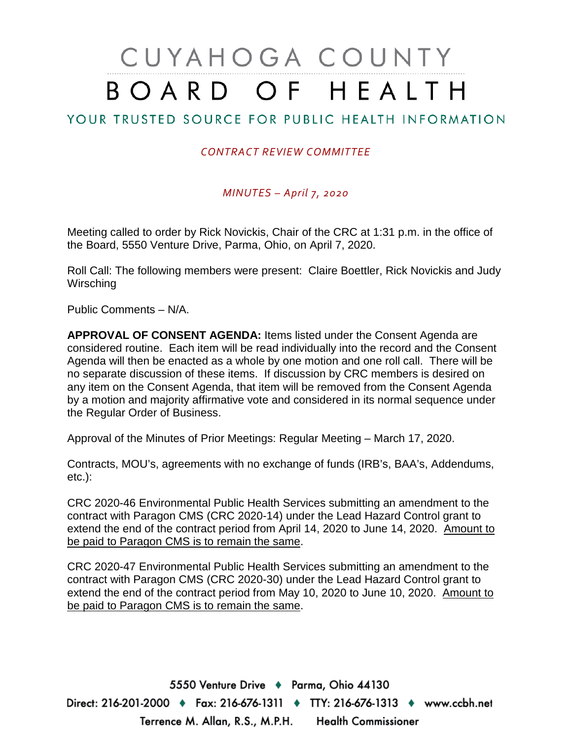# CUYAHOGA COUNTY BOARD OF HEALTH

## YOUR TRUSTED SOURCE FOR PUBLIC HEALTH INFORMATION

*CONTRACT REVIEW COMMITTEE*

*MINUTES – April 7, 2020*

Meeting called to order by Rick Novickis, Chair of the CRC at 1:31 p.m. in the office of the Board, 5550 Venture Drive, Parma, Ohio, on April 7, 2020.

Roll Call: The following members were present: Claire Boettler, Rick Novickis and Judy Wirsching

Public Comments – N/A.

**APPROVAL OF CONSENT AGENDA:** Items listed under the Consent Agenda are considered routine. Each item will be read individually into the record and the Consent Agenda will then be enacted as a whole by one motion and one roll call. There will be no separate discussion of these items. If discussion by CRC members is desired on any item on the Consent Agenda, that item will be removed from the Consent Agenda by a motion and majority affirmative vote and considered in its normal sequence under the Regular Order of Business.

Approval of the Minutes of Prior Meetings: Regular Meeting – March 17, 2020.

Contracts, MOU's, agreements with no exchange of funds (IRB's, BAA's, Addendums, etc.):

CRC 2020-46 Environmental Public Health Services submitting an amendment to the contract with Paragon CMS (CRC 2020-14) under the Lead Hazard Control grant to extend the end of the contract period from April 14, 2020 to June 14, 2020. Amount to be paid to Paragon CMS is to remain the same.

CRC 2020-47 Environmental Public Health Services submitting an amendment to the contract with Paragon CMS (CRC 2020-30) under the Lead Hazard Control grant to extend the end of the contract period from May 10, 2020 to June 10, 2020. Amount to be paid to Paragon CMS is to remain the same.

5550 Venture Drive ♦ Parma, Ohio 44130

Direct: 216-201-2000 ♦ Fax: 216-676-1311 ♦ TTY: 216-676-1313 ♦ www.ccbh.net

Terrence M. Allan, R.S., M.P.H. Health Commissioner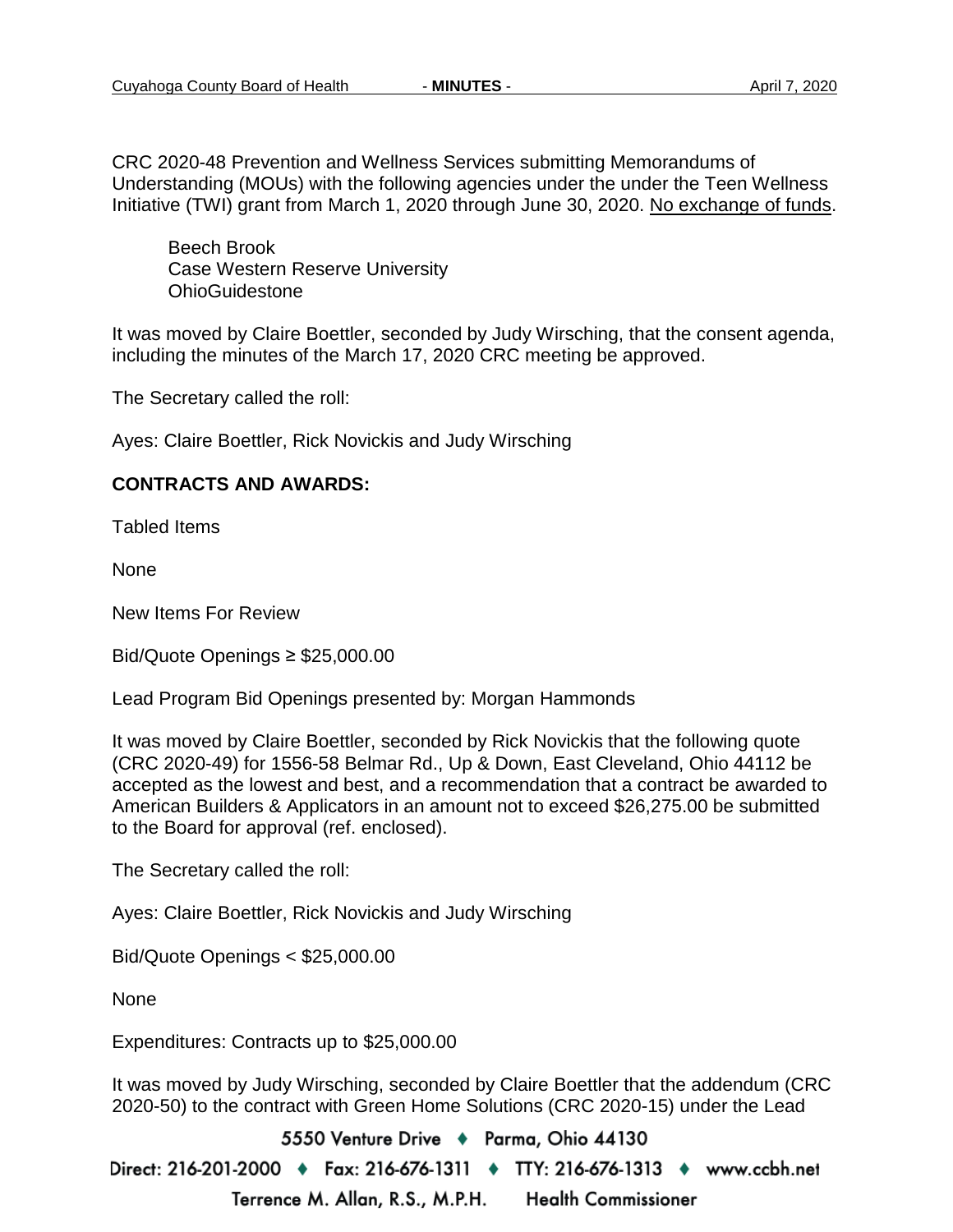CRC 2020-48 Prevention and Wellness Services submitting Memorandums of Understanding (MOUs) with the following agencies under the under the Teen Wellness Initiative (TWI) grant from March 1, 2020 through June 30, 2020. <u>No exchange of funds</u>.

Beech Brook
Case Western Reserve University
OhioGuidestone

It was moved by Claire Boettler, seconded by Judy Wirsching, that the consent agenda, including the minutes of the March 17, 2020 CRC meeting be approved.

The Secretary called the roll:

Ayes: Claire Boettler, Rick Novickis and Judy Wirsching

**CONTRACTS AND AWARDS:**

Tabled Items

None

New Items For Review

Bid/Quote Openings ≥ $25,000.00

Lead Program Bid Openings presented by: Morgan Hammonds

It was moved by Claire Boettler, seconded by Rick Novickis that the following quote (CRC 2020-49) for 1556-58 Belmar Rd., Up & Down, East Cleveland, Ohio 44112 be accepted as the lowest and best, and a recommendation that a contract be awarded to American Builders & Applicators in an amount not to exceed $26,275.00 be submitted to the Board for approval (ref. enclosed).

The Secretary called the roll:

Ayes: Claire Boettler, Rick Novickis and Judy Wirsching

Bid/Quote Openings < $25,000.00

None

Expenditures: Contracts up to $25,000.00

It was moved by Judy Wirsching, seconded by Claire Boettler that the addendum (CRC 2020-50) to the contract with Green Home Solutions (CRC 2020-15) under the Lead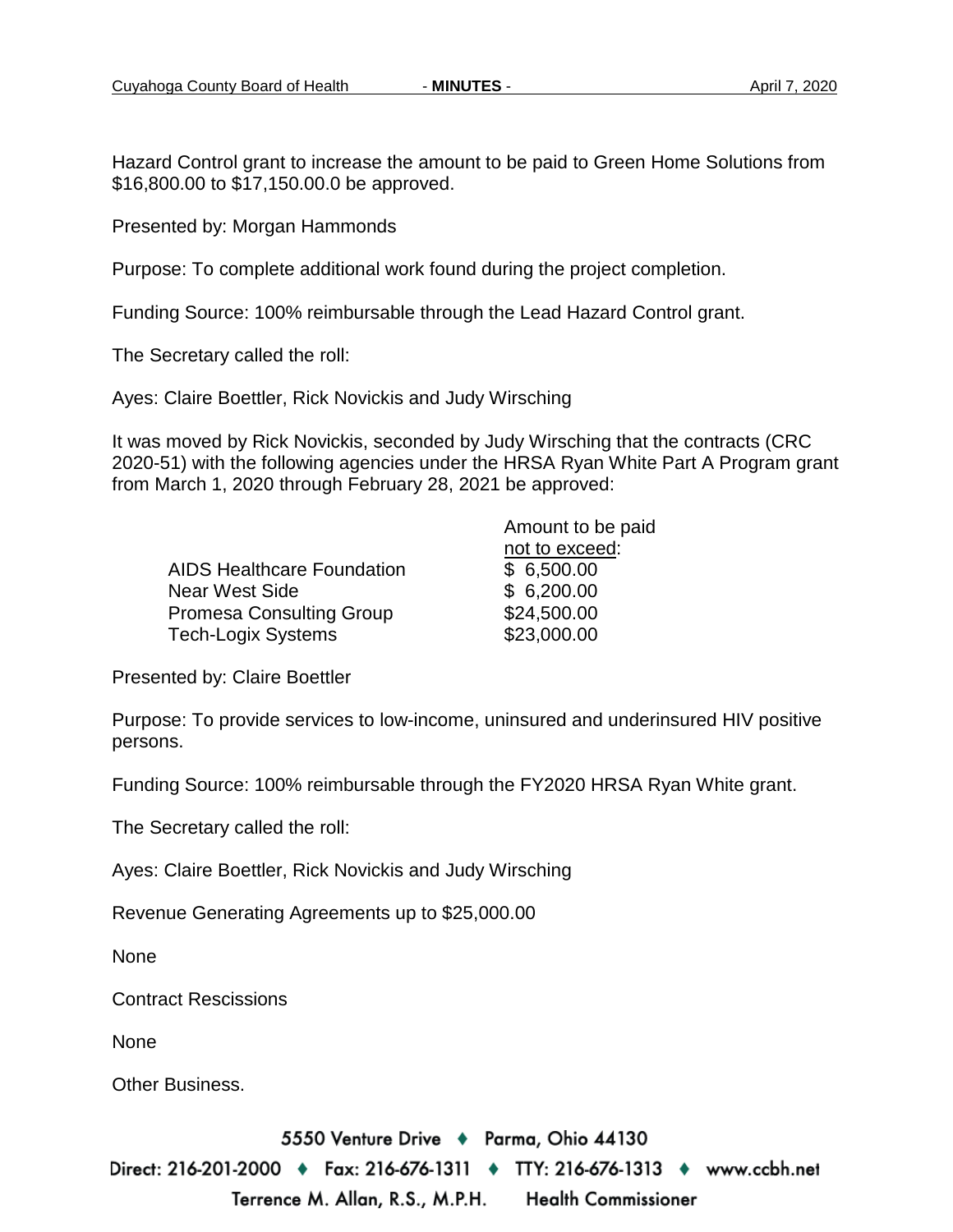Hazard Control grant to increase the amount to be paid to Green Home Solutions from $16,800.00 to $17,150.00.0 be approved.

Presented by: Morgan Hammonds

Purpose: To complete additional work found during the project completion.

Funding Source: 100% reimbursable through the Lead Hazard Control grant.

The Secretary called the roll:

Ayes: Claire Boettler, Rick Novickis and Judy Wirsching

It was moved by Rick Novickis, seconded by Judy Wirsching that the contracts (CRC 2020-51) with the following agencies under the HRSA Ryan White Part A Program grant from March 1, 2020 through February 28, 2021 be approved:

| | Amount to be paid <u>not to exceed</u>: |
|---|---|
| AIDS Healthcare Foundation | $ 6,500.00 |
| Near West Side | $ 6,200.00 |
| Promesa Consulting Group | $24,500.00 |
| Tech-Logix Systems | $23,000.00 |

Presented by: Claire Boettler

Purpose: To provide services to low-income, uninsured and underinsured HIV positive persons.

Funding Source: 100% reimbursable through the FY2020 HRSA Ryan White grant.

The Secretary called the roll:

Ayes: Claire Boettler, Rick Novickis and Judy Wirsching

Revenue Generating Agreements up to $25,000.00

None

Contract Rescissions

None

Other Business.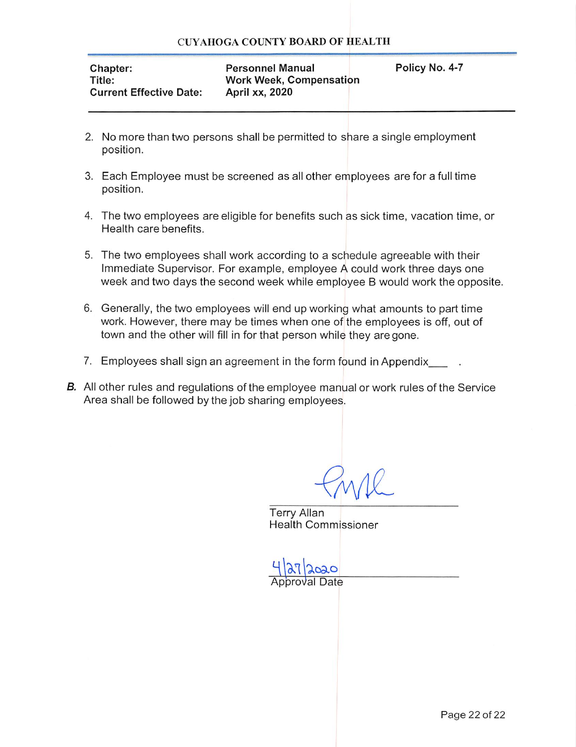| Chapter: | Personnel Manual | Policy No. 4-7 |
|---|---|---|
| Title: | Work Week, Compensation | |
| Current Effective Date: | April xx, 2020 | |

2. No more than two persons shall be permitted to share a single employment position.

3. Each Employee must be screened as all other employees are for a full time position.

4. The two employees are eligible for benefits such as sick time, vacation time, or Health care benefits.

5. The two employees shall work according to a schedule agreeable with their Immediate Supervisor. For example, employee A could work three days one week and two days the second week while employee B would work the opposite.

6. Generally, the two employees will end up working what amounts to part time work. However, there may be times when one of the employees is off, out of town and the other will fill in for that person while they are gone.

7. Employees shall sign an agreement in the form found in Appendix___ .

***B.*** All other rules and regulations of the employee manual or work rules of the Service Area shall be followed by the job sharing employees.

Terry Allan
Health Commissioner

4/27/2020
Approval Date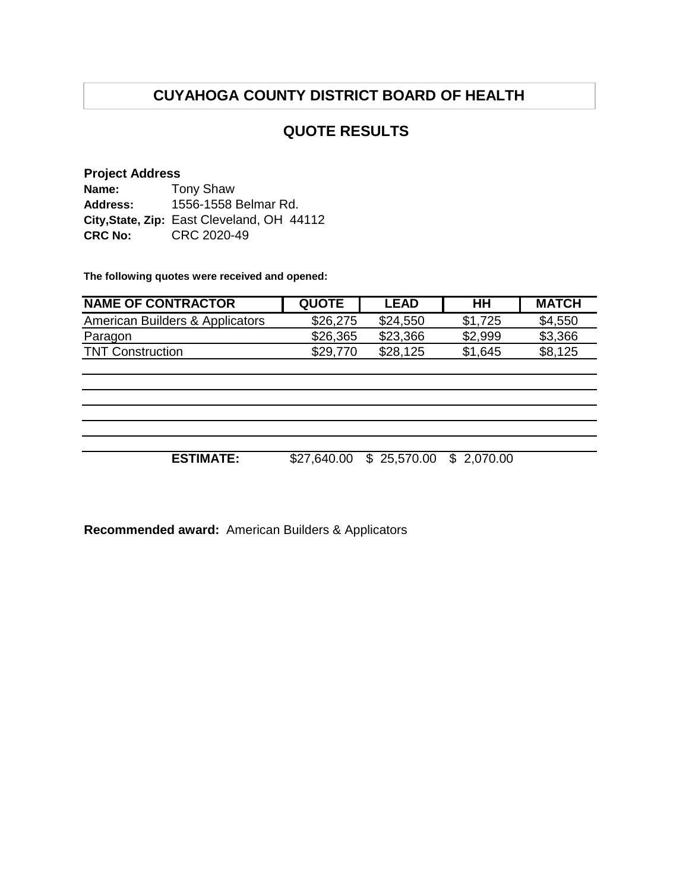# CUYAHOGA COUNTY DISTRICT BOARD OF HEALTH

## QUOTE RESULTS

**Project Address**

**Name:** Tony Shaw
**Address:** 1556-1558 Belmar Rd.
**City,State, Zip:** East Cleveland, OH 44112
**CRC No:** CRC 2020-49

**The following quotes were received and opened:**

| NAME OF CONTRACTOR | QUOTE | LEAD | HH | MATCH |
|---|---|---|---|---|
| American Builders & Applicators | $26,275 | $24,550 | $1,725 | $4,550 |
| Paragon | $26,365 | $23,366 | $2,999 | $3,366 |
| TNT Construction | $29,770 | $28,125 | $1,645 | $8,125 |
| | | | | |
| | | | | |
| | | | | |
| | | | | |
| | | | | |
| **ESTIMATE:** | $27,640.00 | $ 25,570.00 | $ 2,070.00 | |

**Recommended award:** American Builders & Applicators